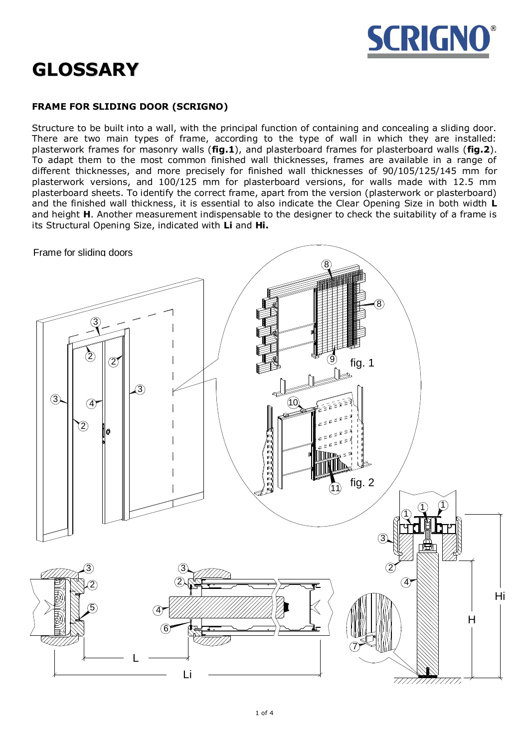# GLOSSARY

**FRAME FOR SLIDING DOOR (SCRIGNO)**

Structure to be built into a wall, with the principal function of containing and concealing a sliding door. There are two main types of frame, according to the type of wall in which they are installed: plasterwork frames for masonry walls (**fig.1**), and plasterboard frames for plasterboard walls (**fig.2**). To adapt them to the most common finished wall thicknesses, frames are available in a range of different thicknesses, and more precisely for finished wall thicknesses of 90/105/125/145 mm for plasterwork versions, and 100/125 mm for plasterboard versions, for walls made with 12.5 mm plasterboard sheets. To identify the correct frame, apart from the version (plasterwork or plasterboard) and the finished wall thickness, it is essential to also indicate the Clear Opening Size in both width **L** and height **H**. Another measurement indispensable to the designer to check the suitability of a frame is its Structural Opening Size, indicated with **Li** and **Hi.**

Frame for sliding doors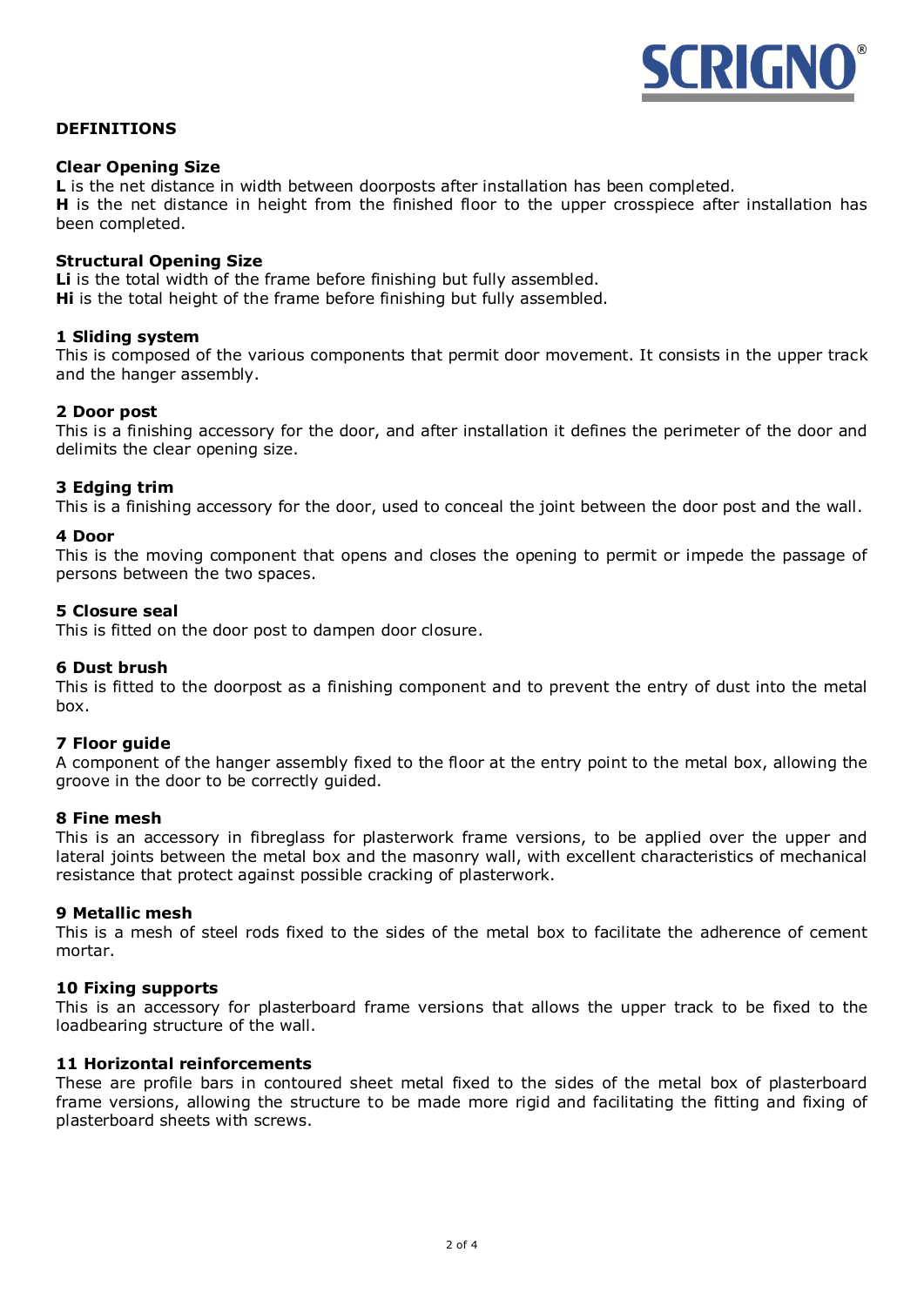## DEFINITIONS

### Clear Opening Size

**L** is the net distance in width between doorposts after installation has been completed.
**H** is the net distance in height from the finished floor to the upper crosspiece after installation has been completed.

### Structural Opening Size

**Li** is the total width of the frame before finishing but fully assembled.
**Hi** is the total height of the frame before finishing but fully assembled.

### 1 Sliding system

This is composed of the various components that permit door movement. It consists in the upper track and the hanger assembly.

### 2 Door post

This is a finishing accessory for the door, and after installation it defines the perimeter of the door and delimits the clear opening size.

### 3 Edging trim

This is a finishing accessory for the door, used to conceal the joint between the door post and the wall.

### 4 Door

This is the moving component that opens and closes the opening to permit or impede the passage of persons between the two spaces.

### 5 Closure seal

This is fitted on the door post to dampen door closure.

### 6 Dust brush

This is fitted to the doorpost as a finishing component and to prevent the entry of dust into the metal box.

### 7 Floor guide

A component of the hanger assembly fixed to the floor at the entry point to the metal box, allowing the groove in the door to be correctly guided.

### 8 Fine mesh

This is an accessory in fibreglass for plasterwork frame versions, to be applied over the upper and lateral joints between the metal box and the masonry wall, with excellent characteristics of mechanical resistance that protect against possible cracking of plasterwork.

### 9 Metallic mesh

This is a mesh of steel rods fixed to the sides of the metal box to facilitate the adherence of cement mortar.

### 10 Fixing supports

This is an accessory for plasterboard frame versions that allows the upper track to be fixed to the loadbearing structure of the wall.

### 11 Horizontal reinforcements

These are profile bars in contoured sheet metal fixed to the sides of the metal box of plasterboard frame versions, allowing the structure to be made more rigid and facilitating the fitting and fixing of plasterboard sheets with screws.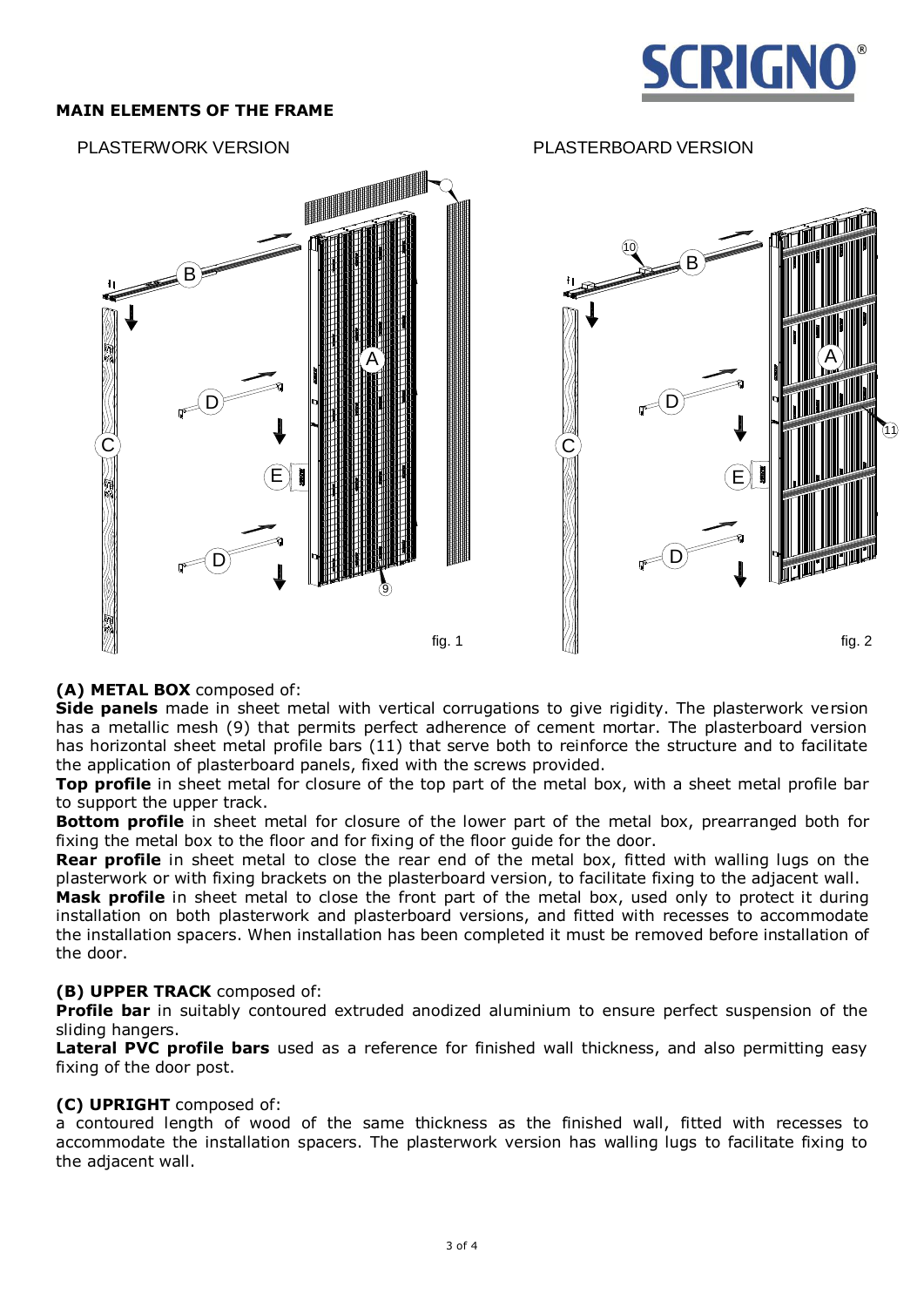**MAIN ELEMENTS OF THE FRAME**

PLASTERWORK VERSION

fig. 1

PLASTERBOARD VERSION

fig. 2

**(A) METAL BOX** composed of:
**Side panels** made in sheet metal with vertical corrugations to give rigidity. The plasterwork version has a metallic mesh (9) that permits perfect adherence of cement mortar. The plasterboard version has horizontal sheet metal profile bars (11) that serve both to reinforce the structure and to facilitate the application of plasterboard panels, fixed with the screws provided.
**Top profile** in sheet metal for closure of the top part of the metal box, with a sheet metal profile bar to support the upper track.
**Bottom profile** in sheet metal for closure of the lower part of the metal box, prearranged both for fixing the metal box to the floor and for fixing of the floor guide for the door.
**Rear profile** in sheet metal to close the rear end of the metal box, fitted with walling lugs on the plasterwork or with fixing brackets on the plasterboard version, to facilitate fixing to the adjacent wall.
**Mask profile** in sheet metal to close the front part of the metal box, used only to protect it during installation on both plasterwork and plasterboard versions, and fitted with recesses to accommodate the installation spacers. When installation has been completed it must be removed before installation of the door.

**(B) UPPER TRACK** composed of:
**Profile bar** in suitably contoured extruded anodized aluminium to ensure perfect suspension of the sliding hangers.
**Lateral PVC profile bars** used as a reference for finished wall thickness, and also permitting easy fixing of the door post.

**(C) UPRIGHT** composed of:
a contoured length of wood of the same thickness as the finished wall, fitted with recesses to accommodate the installation spacers. The plasterwork version has walling lugs to facilitate fixing to the adjacent wall.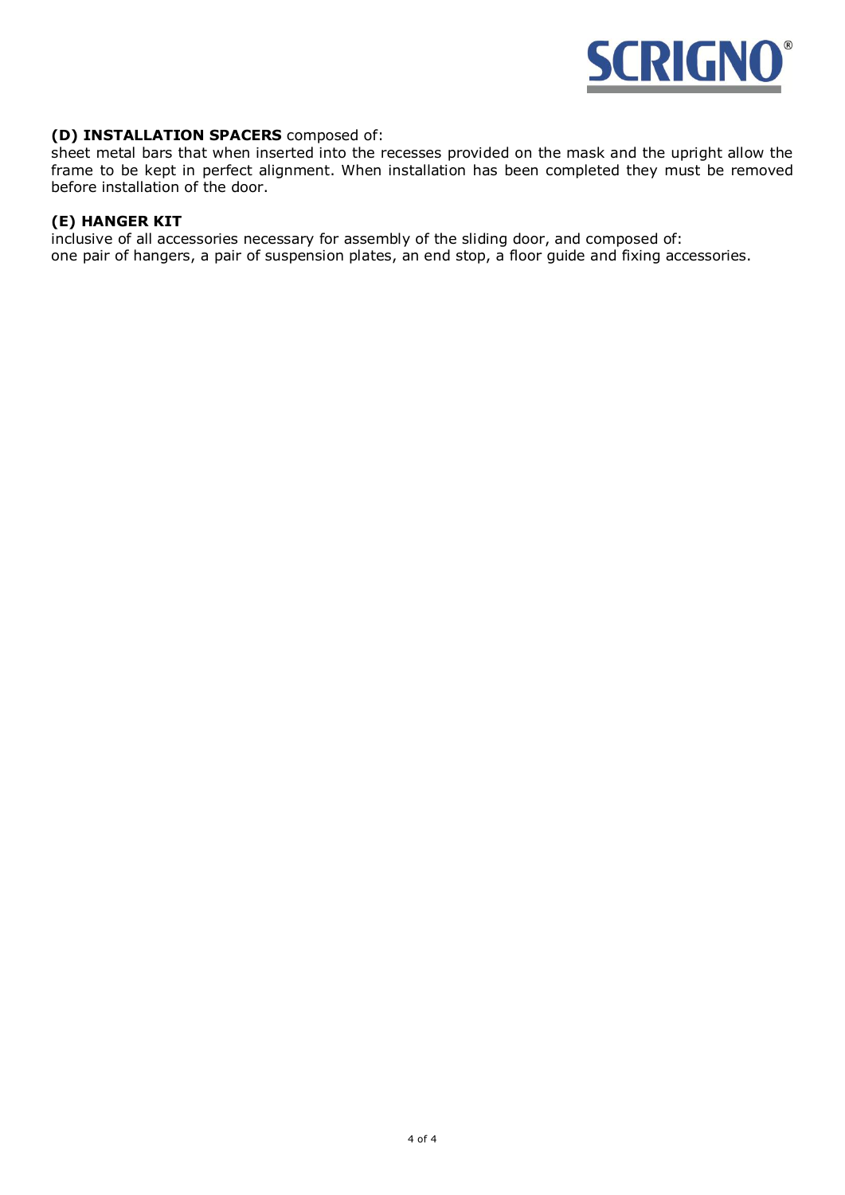**(D) INSTALLATION SPACERS** composed of:
sheet metal bars that when inserted into the recesses provided on the mask and the upright allow the frame to be kept in perfect alignment. When installation has been completed they must be removed before installation of the door.

**(E) HANGER KIT**
inclusive of all accessories necessary for assembly of the sliding door, and composed of:
one pair of hangers, a pair of suspension plates, an end stop, a floor guide and fixing accessories.